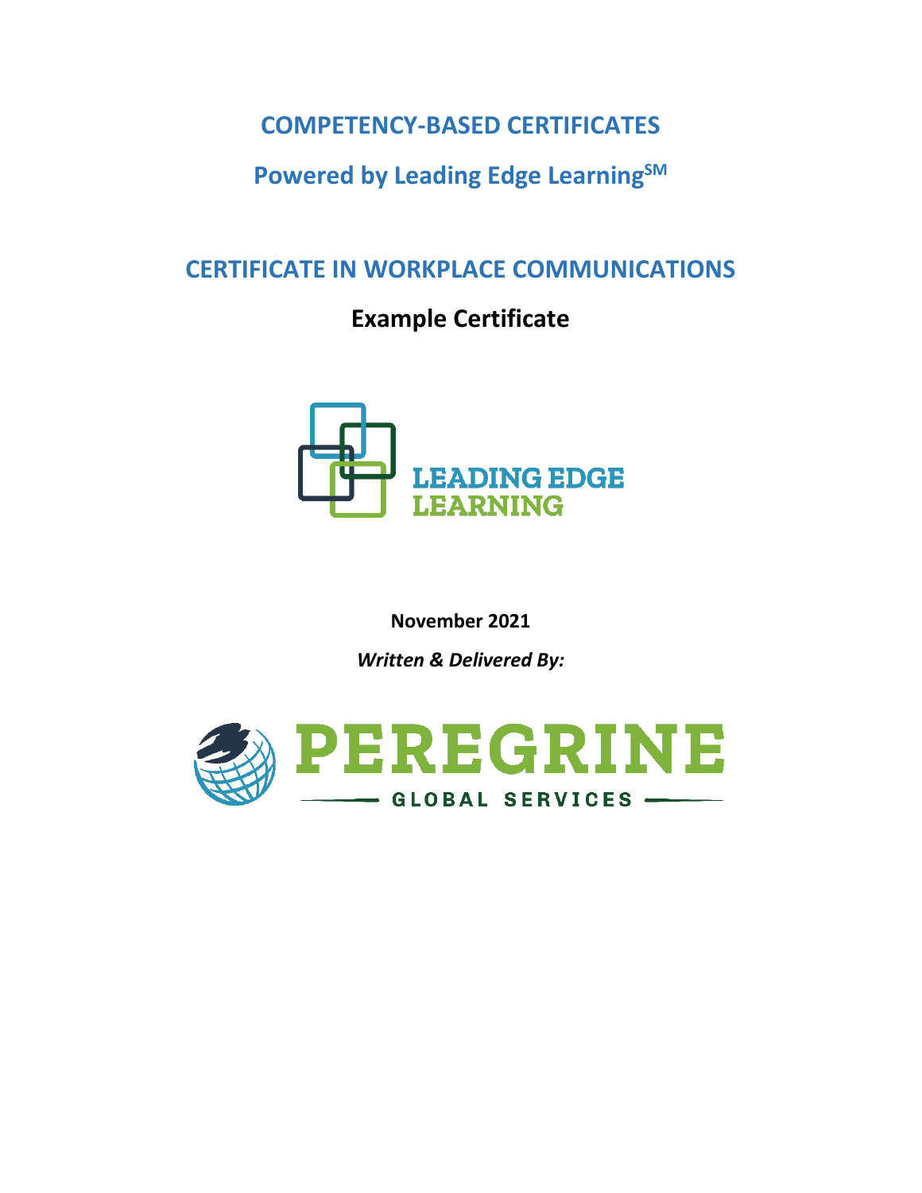# COMPETENCY-BASED CERTIFICATES

## Powered by Leading Edge Learning[SM]

# CERTIFICATE IN WORKPLACE COMMUNICATIONS

## Example Certificate

LEADING EDGE LEARNING

**November 2021**

***Written & Delivered By:***

PEREGRINE GLOBAL SERVICES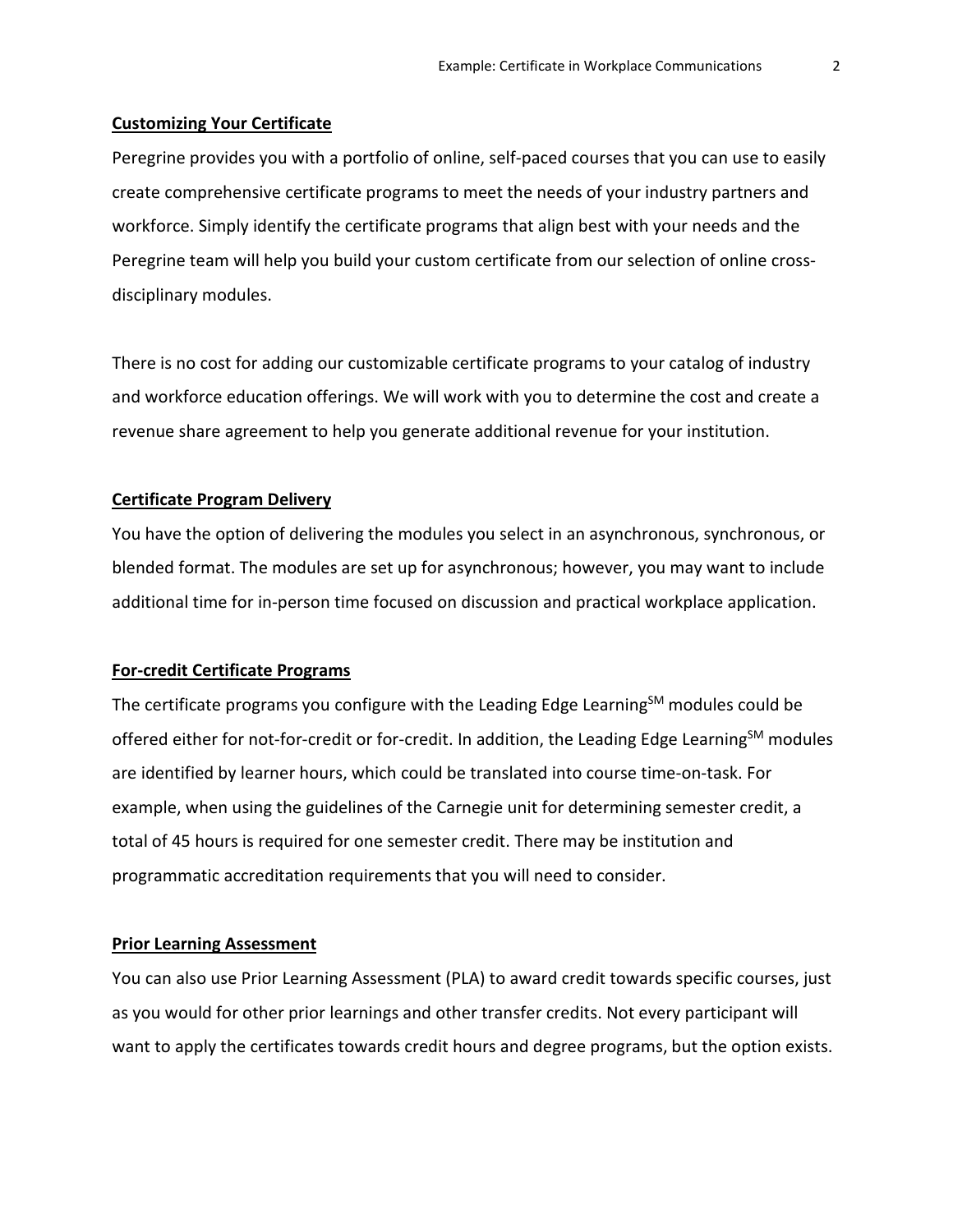**Customizing Your Certificate**

Peregrine provides you with a portfolio of online, self-paced courses that you can use to easily create comprehensive certificate programs to meet the needs of your industry partners and workforce. Simply identify the certificate programs that align best with your needs and the Peregrine team will help you build your custom certificate from our selection of online cross-disciplinary modules.

There is no cost for adding our customizable certificate programs to your catalog of industry and workforce education offerings. We will work with you to determine the cost and create a revenue share agreement to help you generate additional revenue for your institution.

**Certificate Program Delivery**

You have the option of delivering the modules you select in an asynchronous, synchronous, or blended format. The modules are set up for asynchronous; however, you may want to include additional time for in-person time focused on discussion and practical workplace application.

**For-credit Certificate Programs**

The certificate programs you configure with the Leading Edge Learning[SM] modules could be offered either for not-for-credit or for-credit. In addition, the Leading Edge Learning[SM] modules are identified by learner hours, which could be translated into course time-on-task. For example, when using the guidelines of the Carnegie unit for determining semester credit, a total of 45 hours is required for one semester credit. There may be institution and programmatic accreditation requirements that you will need to consider.

**Prior Learning Assessment**

You can also use Prior Learning Assessment (PLA) to award credit towards specific courses, just as you would for other prior learnings and other transfer credits. Not every participant will want to apply the certificates towards credit hours and degree programs, but the option exists.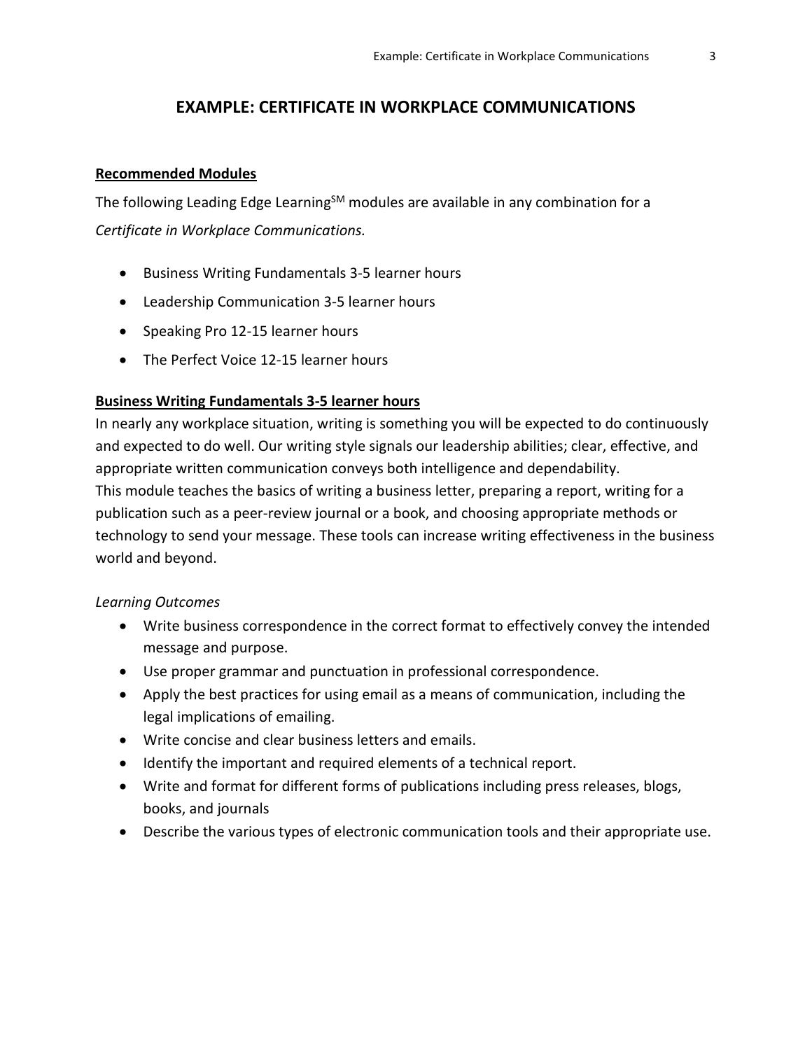# EXAMPLE: CERTIFICATE IN WORKPLACE COMMUNICATIONS

**Recommended Modules**

The following Leading Edge Learning[SM] modules are available in any combination for a *Certificate in Workplace Communications.*

- Business Writing Fundamentals 3-5 learner hours
- Leadership Communication 3-5 learner hours
- Speaking Pro 12-15 learner hours
- The Perfect Voice 12-15 learner hours

**Business Writing Fundamentals 3-5 learner hours**

In nearly any workplace situation, writing is something you will be expected to do continuously and expected to do well. Our writing style signals our leadership abilities; clear, effective, and appropriate written communication conveys both intelligence and dependability.
This module teaches the basics of writing a business letter, preparing a report, writing for a publication such as a peer-review journal or a book, and choosing appropriate methods or technology to send your message. These tools can increase writing effectiveness in the business world and beyond.

*Learning Outcomes*

- Write business correspondence in the correct format to effectively convey the intended message and purpose.
- Use proper grammar and punctuation in professional correspondence.
- Apply the best practices for using email as a means of communication, including the legal implications of emailing.
- Write concise and clear business letters and emails.
- Identify the important and required elements of a technical report.
- Write and format for different forms of publications including press releases, blogs, books, and journals
- Describe the various types of electronic communication tools and their appropriate use.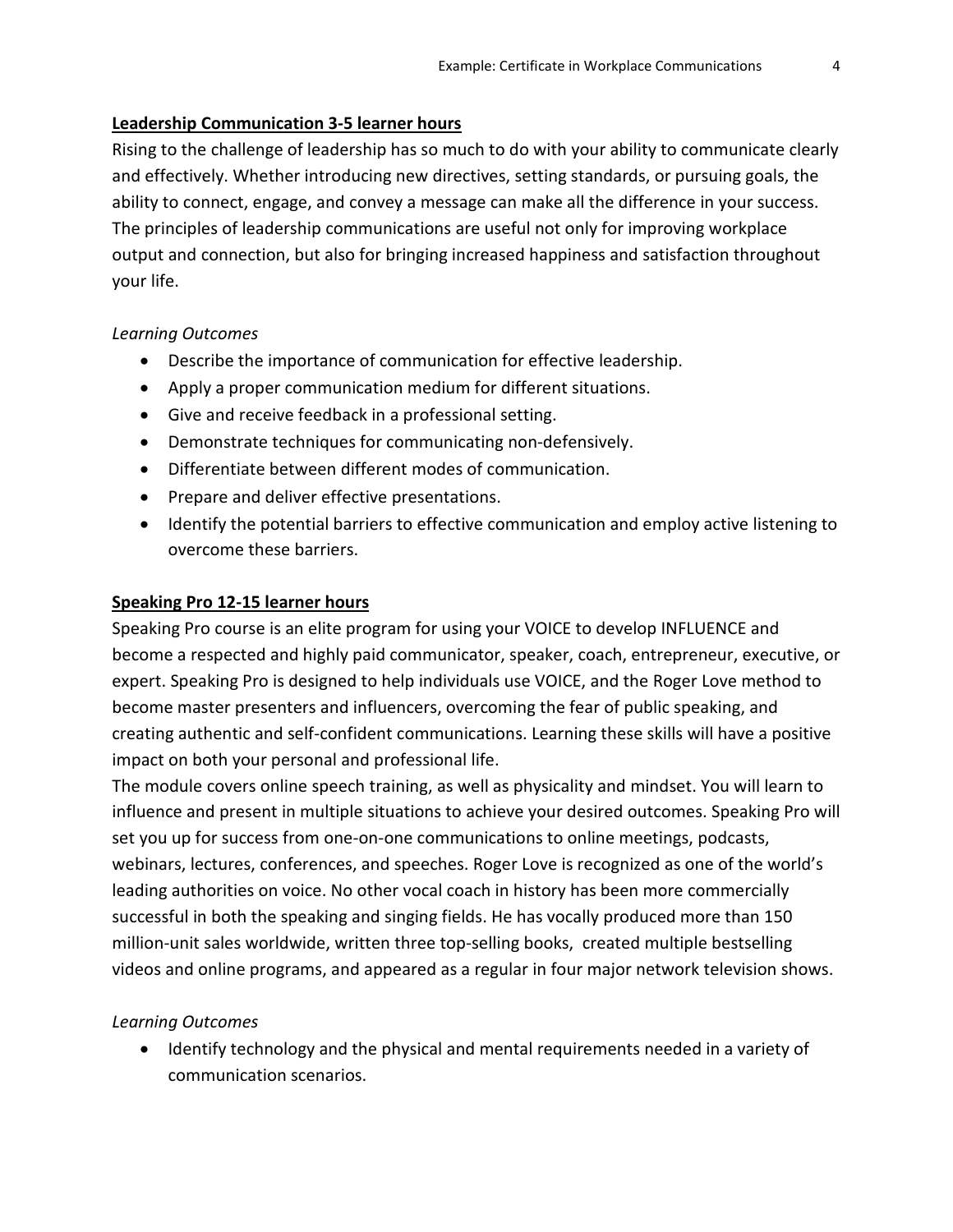**Leadership Communication 3-5 learner hours**

Rising to the challenge of leadership has so much to do with your ability to communicate clearly and effectively. Whether introducing new directives, setting standards, or pursuing goals, the ability to connect, engage, and convey a message can make all the difference in your success. The principles of leadership communications are useful not only for improving workplace output and connection, but also for bringing increased happiness and satisfaction throughout your life.

*Learning Outcomes*

- Describe the importance of communication for effective leadership.
- Apply a proper communication medium for different situations.
- Give and receive feedback in a professional setting.
- Demonstrate techniques for communicating non-defensively.
- Differentiate between different modes of communication.
- Prepare and deliver effective presentations.
- Identify the potential barriers to effective communication and employ active listening to overcome these barriers.

**Speaking Pro 12-15 learner hours**

Speaking Pro course is an elite program for using your VOICE to develop INFLUENCE and become a respected and highly paid communicator, speaker, coach, entrepreneur, executive, or expert. Speaking Pro is designed to help individuals use VOICE, and the Roger Love method to become master presenters and influencers, overcoming the fear of public speaking, and creating authentic and self-confident communications. Learning these skills will have a positive impact on both your personal and professional life.

The module covers online speech training, as well as physicality and mindset. You will learn to influence and present in multiple situations to achieve your desired outcomes. Speaking Pro will set you up for success from one-on-one communications to online meetings, podcasts, webinars, lectures, conferences, and speeches. Roger Love is recognized as one of the world's leading authorities on voice. No other vocal coach in history has been more commercially successful in both the speaking and singing fields. He has vocally produced more than 150 million-unit sales worldwide, written three top-selling books, created multiple bestselling videos and online programs, and appeared as a regular in four major network television shows.

*Learning Outcomes*

- Identify technology and the physical and mental requirements needed in a variety of communication scenarios.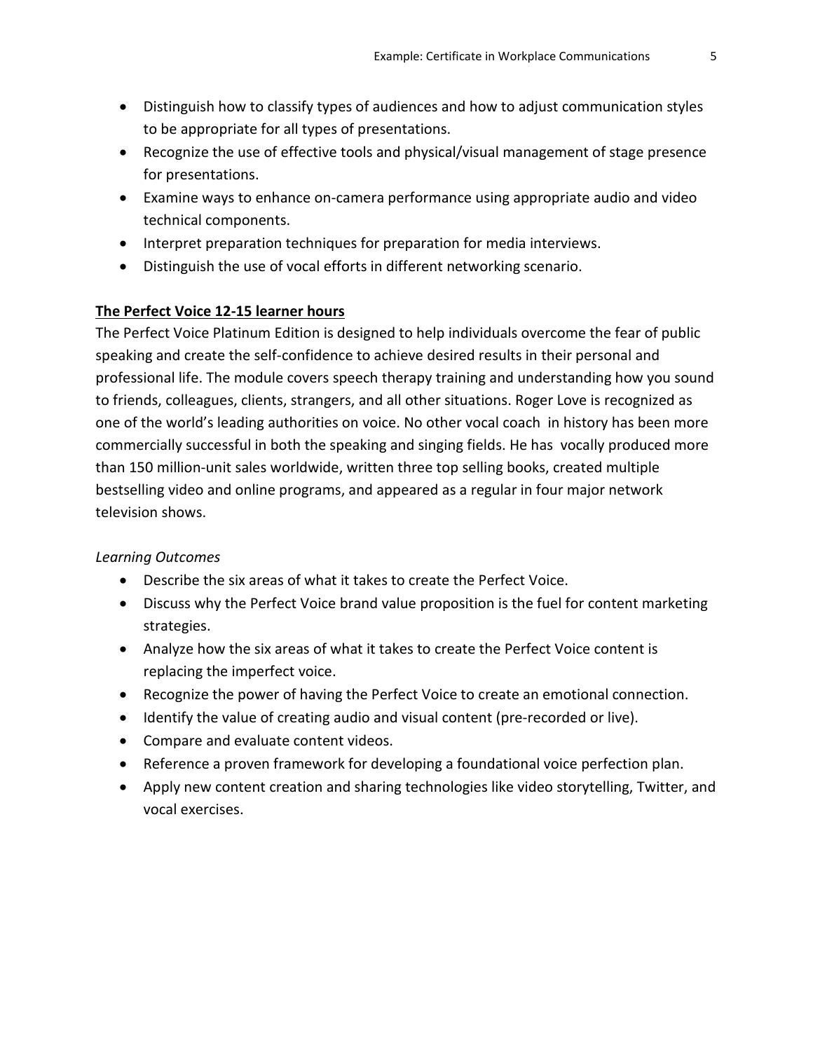- Distinguish how to classify types of audiences and how to adjust communication styles to be appropriate for all types of presentations.
- Recognize the use of effective tools and physical/visual management of stage presence for presentations.
- Examine ways to enhance on-camera performance using appropriate audio and video technical components.
- Interpret preparation techniques for preparation for media interviews.
- Distinguish the use of vocal efforts in different networking scenario.

**The Perfect Voice 12-15 learner hours**

The Perfect Voice Platinum Edition is designed to help individuals overcome the fear of public speaking and create the self-confidence to achieve desired results in their personal and professional life. The module covers speech therapy training and understanding how you sound to friends, colleagues, clients, strangers, and all other situations. Roger Love is recognized as one of the world's leading authorities on voice. No other vocal coach in history has been more commercially successful in both the speaking and singing fields. He has vocally produced more than 150 million-unit sales worldwide, written three top selling books, created multiple bestselling video and online programs, and appeared as a regular in four major network television shows.

*Learning Outcomes*

- Describe the six areas of what it takes to create the Perfect Voice.
- Discuss why the Perfect Voice brand value proposition is the fuel for content marketing strategies.
- Analyze how the six areas of what it takes to create the Perfect Voice content is replacing the imperfect voice.
- Recognize the power of having the Perfect Voice to create an emotional connection.
- Identify the value of creating audio and visual content (pre-recorded or live).
- Compare and evaluate content videos.
- Reference a proven framework for developing a foundational voice perfection plan.
- Apply new content creation and sharing technologies like video storytelling, Twitter, and vocal exercises.